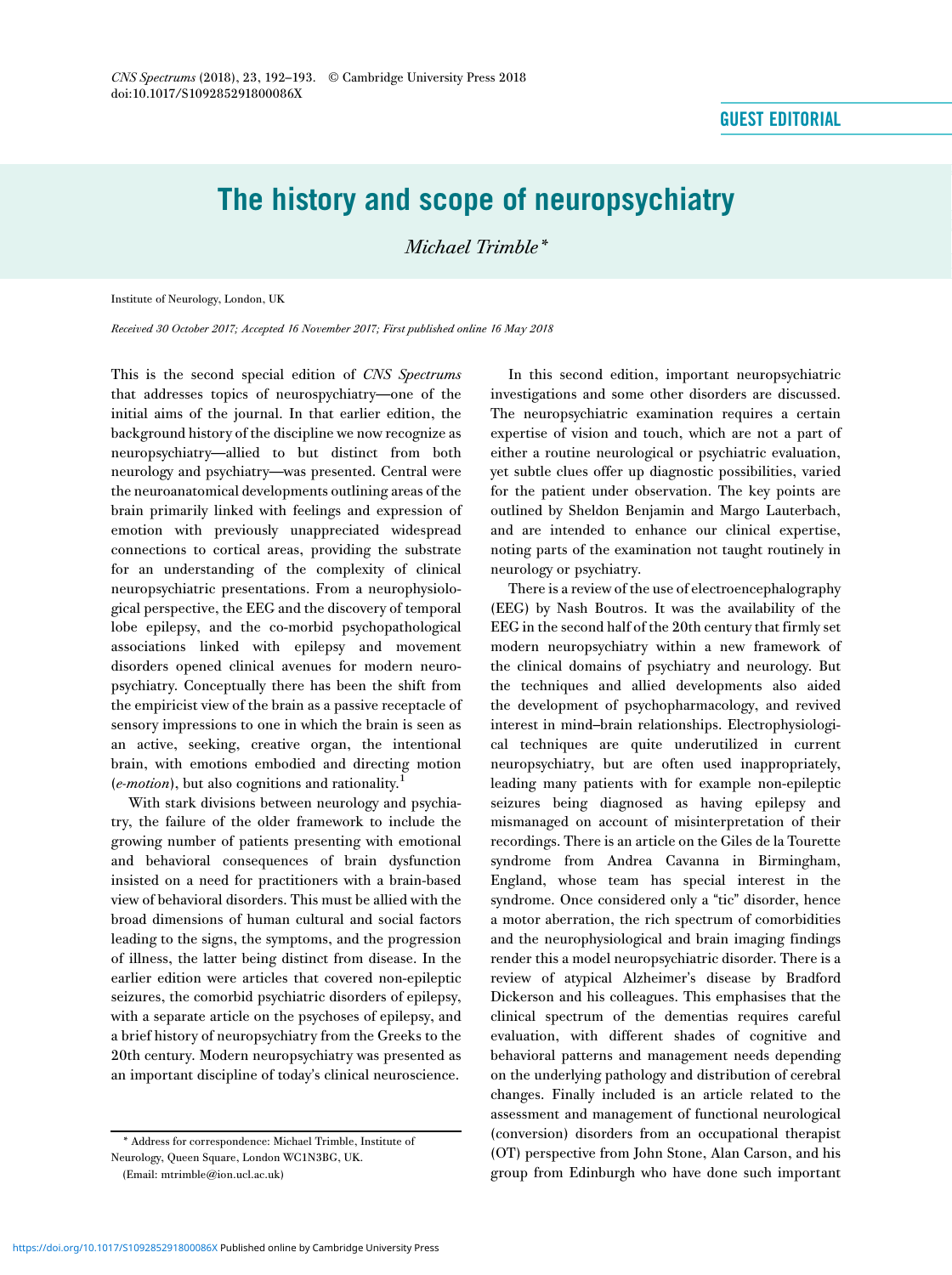GUEST EDITORIAL

# The history and scope of neuropsychiatry

*Michael Trimble**

Institute of Neurology, London, UK

*Received 30 October 2017; Accepted 16 November 2017; First published online 16 May 2018*

This is the second special edition of *CNS Spectrums* that addresses topics of neurospychiatry—one of the initial aims of the journal. In that earlier edition, the background history of the discipline we now recognize as neuropsychiatry—allied to but distinct from both neurology and psychiatry—was presented. Central were the neuroanatomical developments outlining areas of the brain primarily linked with feelings and expression of emotion with previously unappreciated widespread connections to cortical areas, providing the substrate for an understanding of the complexity of clinical neuropsychiatric presentations. From a neurophysiological perspective, the EEG and the discovery of temporal lobe epilepsy, and the co-morbid psychopathological associations linked with epilepsy and movement disorders opened clinical avenues for modern neuropsychiatry. Conceptually there has been the shift from the empiricist view of the brain as a passive receptacle of sensory impressions to one in which the brain is seen as an active, seeking, creative organ, the intentional brain, with emotions embodied and directing motion (*e-motion*), but also cognitions and rationality.[1]

With stark divisions between neurology and psychiatry, the failure of the older framework to include the growing number of patients presenting with emotional and behavioral consequences of brain dysfunction insisted on a need for practitioners with a brain-based view of behavioral disorders. This must be allied with the broad dimensions of human cultural and social factors leading to the signs, the symptoms, and the progression of illness, the latter being distinct from disease. In the earlier edition were articles that covered non-epileptic seizures, the comorbid psychiatric disorders of epilepsy, with a separate article on the psychoses of epilepsy, and a brief history of neuropsychiatry from the Greeks to the 20th century. Modern neuropsychiatry was presented as an important discipline of today's clinical neuroscience.

In this second edition, important neuropsychiatric investigations and some other disorders are discussed. The neuropsychiatric examination requires a certain expertise of vision and touch, which are not a part of either a routine neurological or psychiatric evaluation, yet subtle clues offer up diagnostic possibilities, varied for the patient under observation. The key points are outlined by Sheldon Benjamin and Margo Lauterbach, and are intended to enhance our clinical expertise, noting parts of the examination not taught routinely in neurology or psychiatry.

There is a review of the use of electroencephalography (EEG) by Nash Boutros. It was the availability of the EEG in the second half of the 20th century that firmly set modern neuropsychiatry within a new framework of the clinical domains of psychiatry and neurology. But the techniques and allied developments also aided the development of psychopharmacology, and revived interest in mind–brain relationships. Electrophysiological techniques are quite underutilized in current neuropsychiatry, but are often used inappropriately, leading many patients with for example non-epileptic seizures being diagnosed as having epilepsy and mismanaged on account of misinterpretation of their recordings. There is an article on the Giles de la Tourette syndrome from Andrea Cavanna in Birmingham, England, whose team has special interest in the syndrome. Once considered only a "tic" disorder, hence a motor aberration, the rich spectrum of comorbidities and the neurophysiological and brain imaging findings render this a model neuropsychiatric disorder. There is a review of atypical Alzheimer's disease by Bradford Dickerson and his colleagues. This emphasises that the clinical spectrum of the dementias requires careful evaluation, with different shades of cognitive and behavioral patterns and management needs depending on the underlying pathology and distribution of cerebral changes. Finally included is an article related to the assessment and management of functional neurological (conversion) disorders from an occupational therapist (OT) perspective from John Stone, Alan Carson, and his group from Edinburgh who have done such important

\* Address for correspondence: Michael Trimble, Institute of Neurology, Queen Square, London WC1N3BG, UK.
(Email: mtrimble@ion.ucl.ac.uk)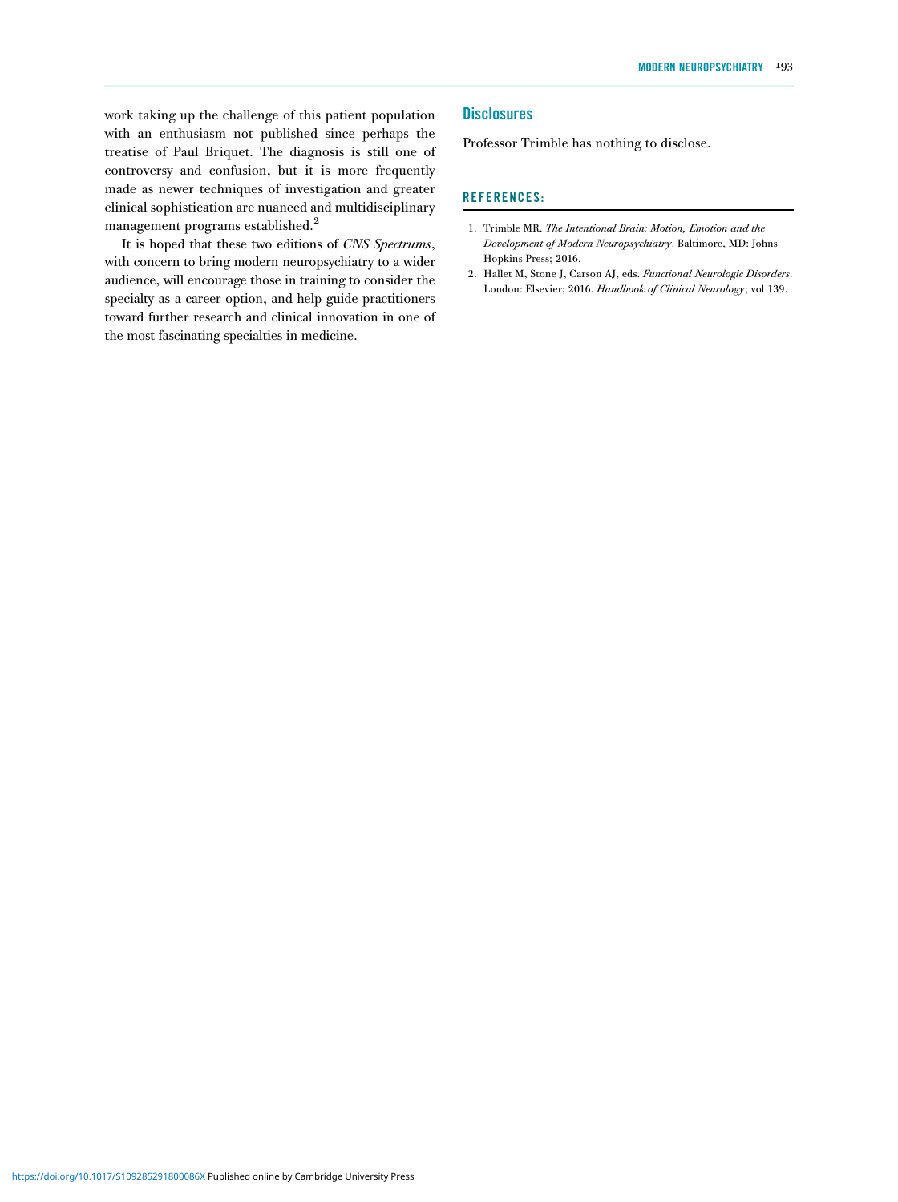work taking up the challenge of this patient population with an enthusiasm not published since perhaps the treatise of Paul Briquet. The diagnosis is still one of controversy and confusion, but it is more frequently made as newer techniques of investigation and greater clinical sophistication are nuanced and multidisciplinary management programs established.[2]

It is hoped that these two editions of *CNS Spectrums*, with concern to bring modern neuropsychiatry to a wider audience, will encourage those in training to consider the specialty as a career option, and help guide practitioners toward further research and clinical innovation in one of the most fascinating specialties in medicine.

## Disclosures

Professor Trimble has nothing to disclose.

## REFERENCES:

1. Trimble MR. *The Intentional Brain: Motion, Emotion and the Development of Modern Neuropsychiatry*. Baltimore, MD: Johns Hopkins Press; 2016.
2. Hallet M, Stone J, Carson AJ, eds. *Functional Neurologic Disorders*. London: Elsevier; 2016. *Handbook of Clinical Neurology*; vol 139.